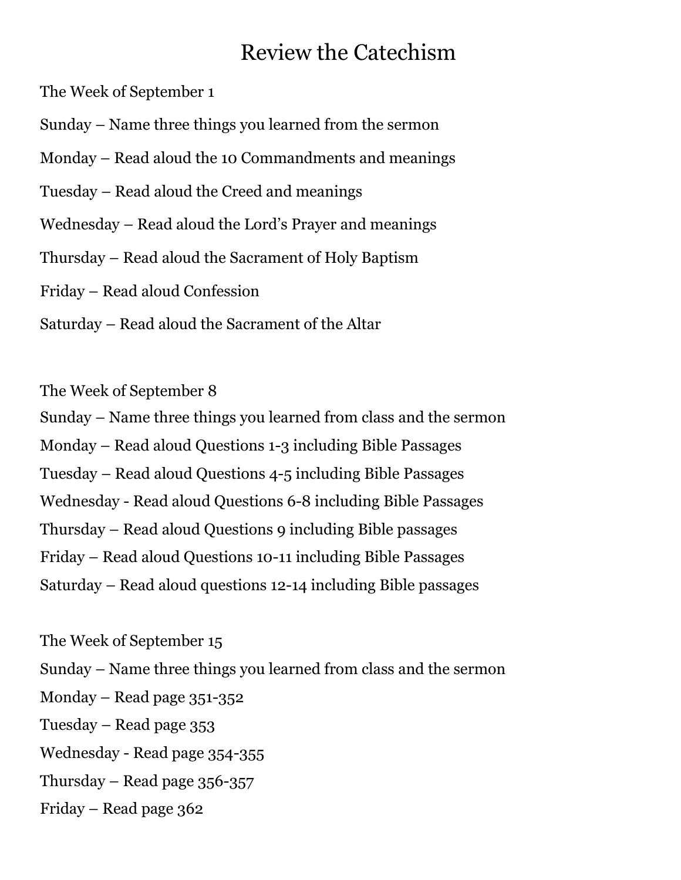# Review the Catechism

The Week of September 1

Sunday – Name three things you learned from the sermon

Monday – Read aloud the 10 Commandments and meanings

Tuesday – Read aloud the Creed and meanings

Wednesday – Read aloud the Lord's Prayer and meanings

Thursday – Read aloud the Sacrament of Holy Baptism

Friday – Read aloud Confession

Saturday – Read aloud the Sacrament of the Altar

The Week of September 8

Sunday – Name three things you learned from class and the sermon

Monday – Read aloud Questions 1-3 including Bible Passages

Tuesday – Read aloud Questions 4-5 including Bible Passages

Wednesday - Read aloud Questions 6-8 including Bible Passages

Thursday – Read aloud Questions 9 including Bible passages

Friday – Read aloud Questions 10-11 including Bible Passages

Saturday – Read aloud questions 12-14 including Bible passages

The Week of September 15

Sunday – Name three things you learned from class and the sermon

Monday – Read page 351-352

Tuesday – Read page 353

Wednesday - Read page 354-355

Thursday – Read page 356-357

Friday – Read page 362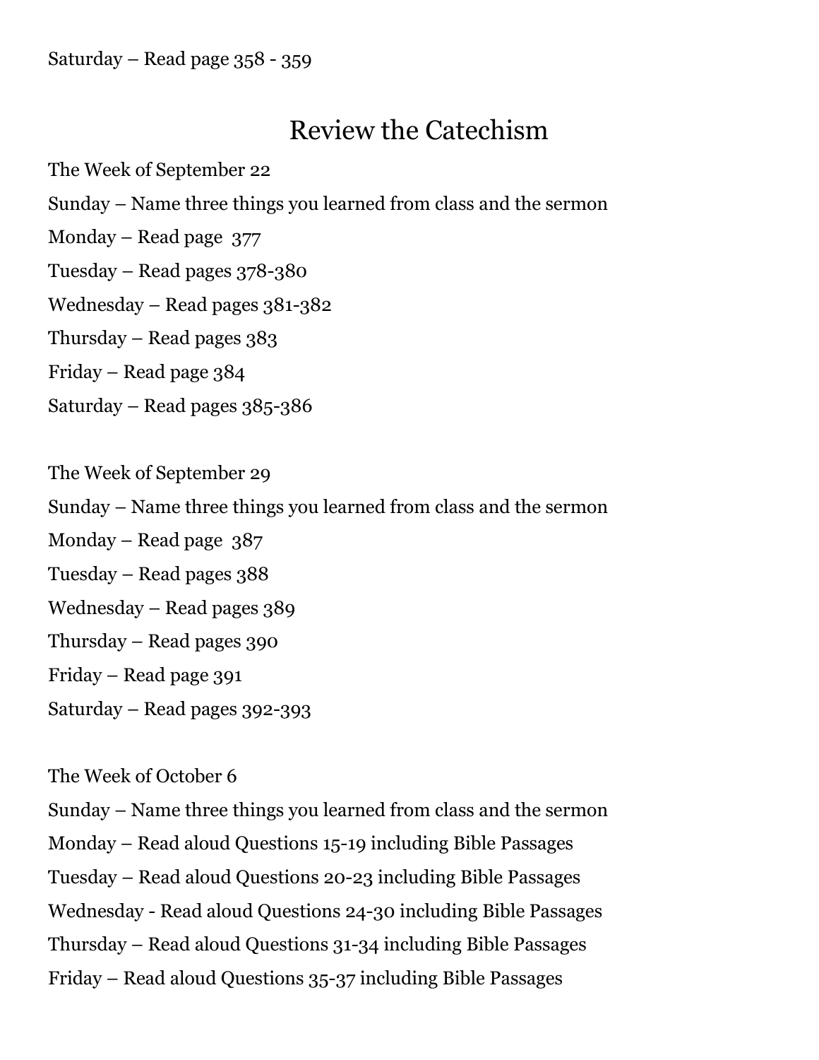Saturday – Read page 358 - 359

## Review the Catechism

The Week of September 22

Sunday – Name three things you learned from class and the sermon

Monday – Read page 377

Tuesday – Read pages 378-380

Wednesday – Read pages 381-382

Thursday – Read pages 383

Friday – Read page 384

Saturday – Read pages 385-386

The Week of September 29

Sunday – Name three things you learned from class and the sermon

Monday – Read page 387

Tuesday – Read pages 388

Wednesday – Read pages 389

Thursday – Read pages 390

Friday – Read page 391

Saturday – Read pages 392-393

The Week of October 6

Sunday – Name three things you learned from class and the sermon

Monday – Read aloud Questions 15-19 including Bible Passages

Tuesday – Read aloud Questions 20-23 including Bible Passages

Wednesday - Read aloud Questions 24-30 including Bible Passages

Thursday – Read aloud Questions 31-34 including Bible Passages

Friday – Read aloud Questions 35-37 including Bible Passages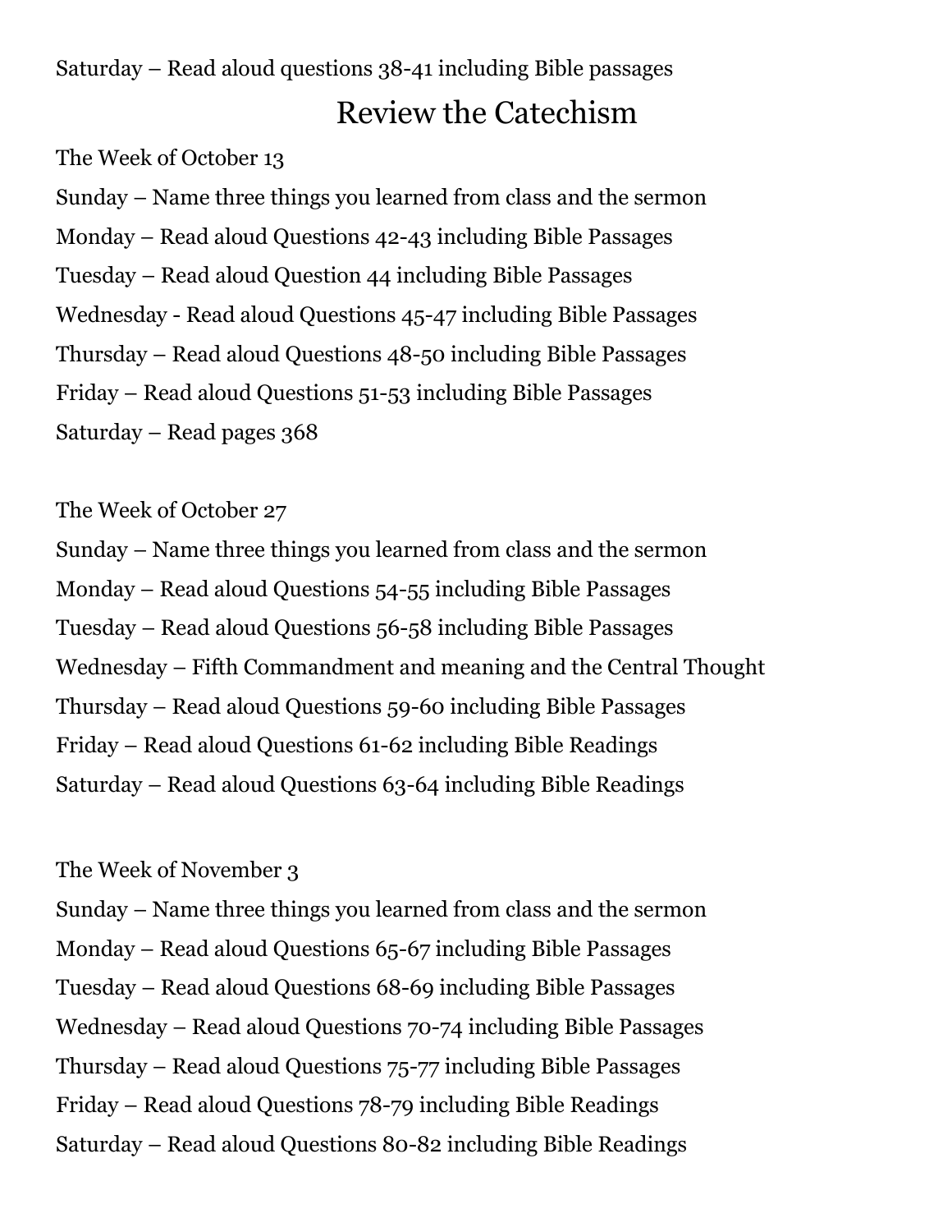Saturday – Read aloud questions 38-41 including Bible passages

## Review the Catechism

The Week of October 13

Sunday – Name three things you learned from class and the sermon

Monday – Read aloud Questions 42-43 including Bible Passages

Tuesday – Read aloud Question 44 including Bible Passages

Wednesday - Read aloud Questions 45-47 including Bible Passages

Thursday – Read aloud Questions 48-50 including Bible Passages

Friday – Read aloud Questions 51-53 including Bible Passages

Saturday – Read pages 368

The Week of October 27

Sunday – Name three things you learned from class and the sermon

Monday – Read aloud Questions 54-55 including Bible Passages

Tuesday – Read aloud Questions 56-58 including Bible Passages

Wednesday – Fifth Commandment and meaning and the Central Thought

Thursday – Read aloud Questions 59-60 including Bible Passages

Friday – Read aloud Questions 61-62 including Bible Readings

Saturday – Read aloud Questions 63-64 including Bible Readings

The Week of November 3

Sunday – Name three things you learned from class and the sermon

Monday – Read aloud Questions 65-67 including Bible Passages

Tuesday – Read aloud Questions 68-69 including Bible Passages

Wednesday – Read aloud Questions 70-74 including Bible Passages

Thursday – Read aloud Questions 75-77 including Bible Passages

Friday – Read aloud Questions 78-79 including Bible Readings

Saturday – Read aloud Questions 80-82 including Bible Readings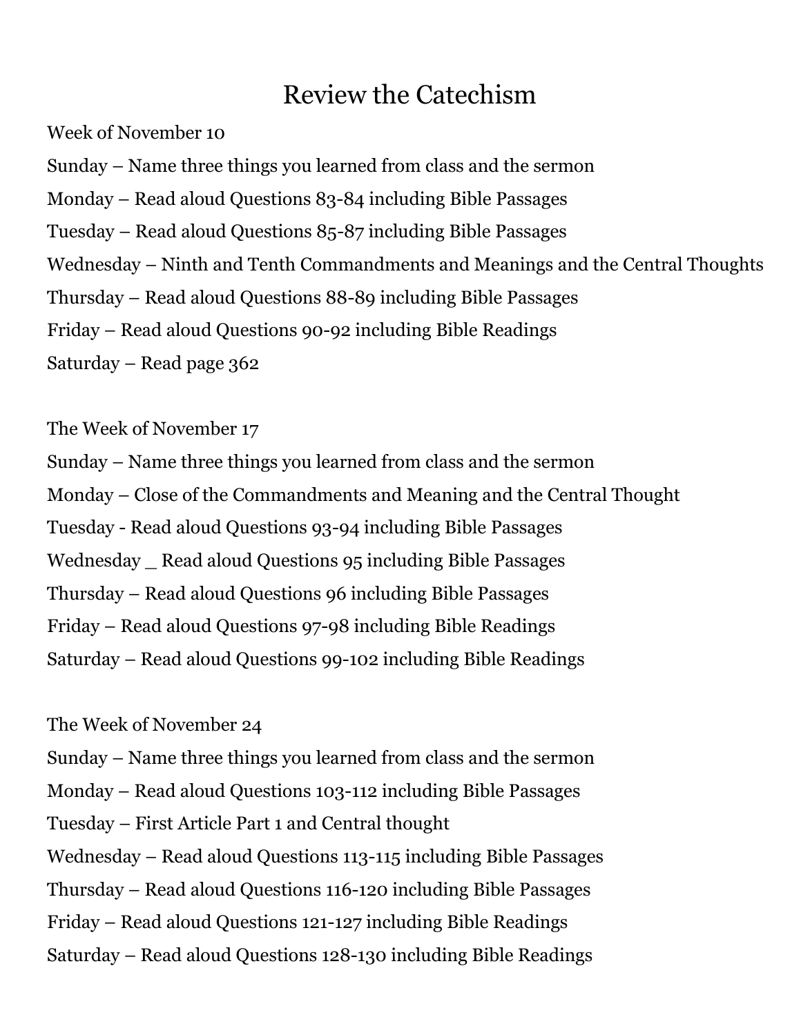# Review the Catechism

Week of November 10

Sunday – Name three things you learned from class and the sermon

Monday – Read aloud Questions 83-84 including Bible Passages

Tuesday – Read aloud Questions 85-87 including Bible Passages

Wednesday – Ninth and Tenth Commandments and Meanings and the Central Thoughts

Thursday – Read aloud Questions 88-89 including Bible Passages

Friday – Read aloud Questions 90-92 including Bible Readings

Saturday – Read page 362

The Week of November 17

Sunday – Name three things you learned from class and the sermon

Monday – Close of the Commandments and Meaning and the Central Thought

Tuesday - Read aloud Questions 93-94 including Bible Passages

Wednesday _ Read aloud Questions 95 including Bible Passages

Thursday – Read aloud Questions 96 including Bible Passages

Friday – Read aloud Questions 97-98 including Bible Readings

Saturday – Read aloud Questions 99-102 including Bible Readings

The Week of November 24

Sunday – Name three things you learned from class and the sermon

Monday – Read aloud Questions 103-112 including Bible Passages

Tuesday – First Article Part 1 and Central thought

Wednesday – Read aloud Questions 113-115 including Bible Passages

Thursday – Read aloud Questions 116-120 including Bible Passages

Friday – Read aloud Questions 121-127 including Bible Readings

Saturday – Read aloud Questions 128-130 including Bible Readings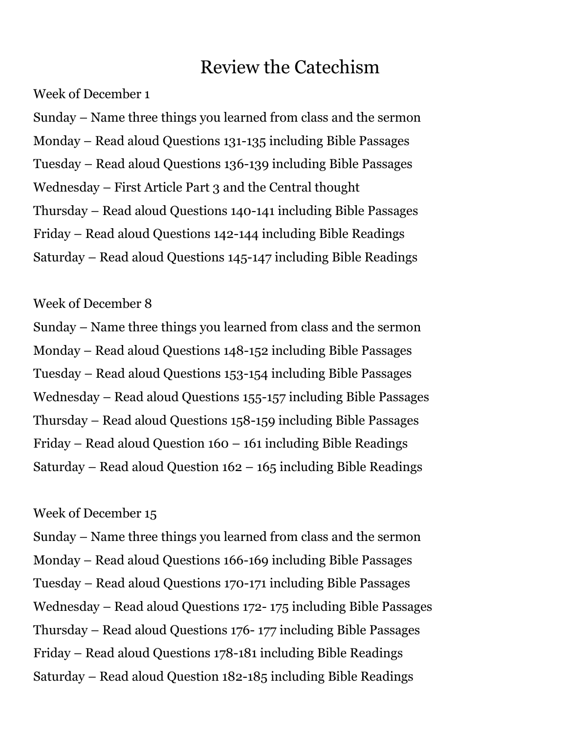# Review the Catechism

Week of December 1

Sunday – Name three things you learned from class and the sermon

Monday – Read aloud Questions 131-135 including Bible Passages

Tuesday – Read aloud Questions 136-139 including Bible Passages

Wednesday – First Article Part 3 and the Central thought

Thursday – Read aloud Questions 140-141 including Bible Passages

Friday – Read aloud Questions 142-144 including Bible Readings

Saturday – Read aloud Questions 145-147 including Bible Readings

Week of December 8

Sunday – Name three things you learned from class and the sermon

Monday – Read aloud Questions 148-152 including Bible Passages

Tuesday – Read aloud Questions 153-154 including Bible Passages

Wednesday – Read aloud Questions 155-157 including Bible Passages

Thursday – Read aloud Questions 158-159 including Bible Passages

Friday – Read aloud Question 160 – 161 including Bible Readings

Saturday – Read aloud Question 162 – 165 including Bible Readings

Week of December 15

Sunday – Name three things you learned from class and the sermon

Monday – Read aloud Questions 166-169 including Bible Passages

Tuesday – Read aloud Questions 170-171 including Bible Passages

Wednesday – Read aloud Questions 172- 175 including Bible Passages

Thursday – Read aloud Questions 176- 177 including Bible Passages

Friday – Read aloud Questions 178-181 including Bible Readings

Saturday – Read aloud Question 182-185 including Bible Readings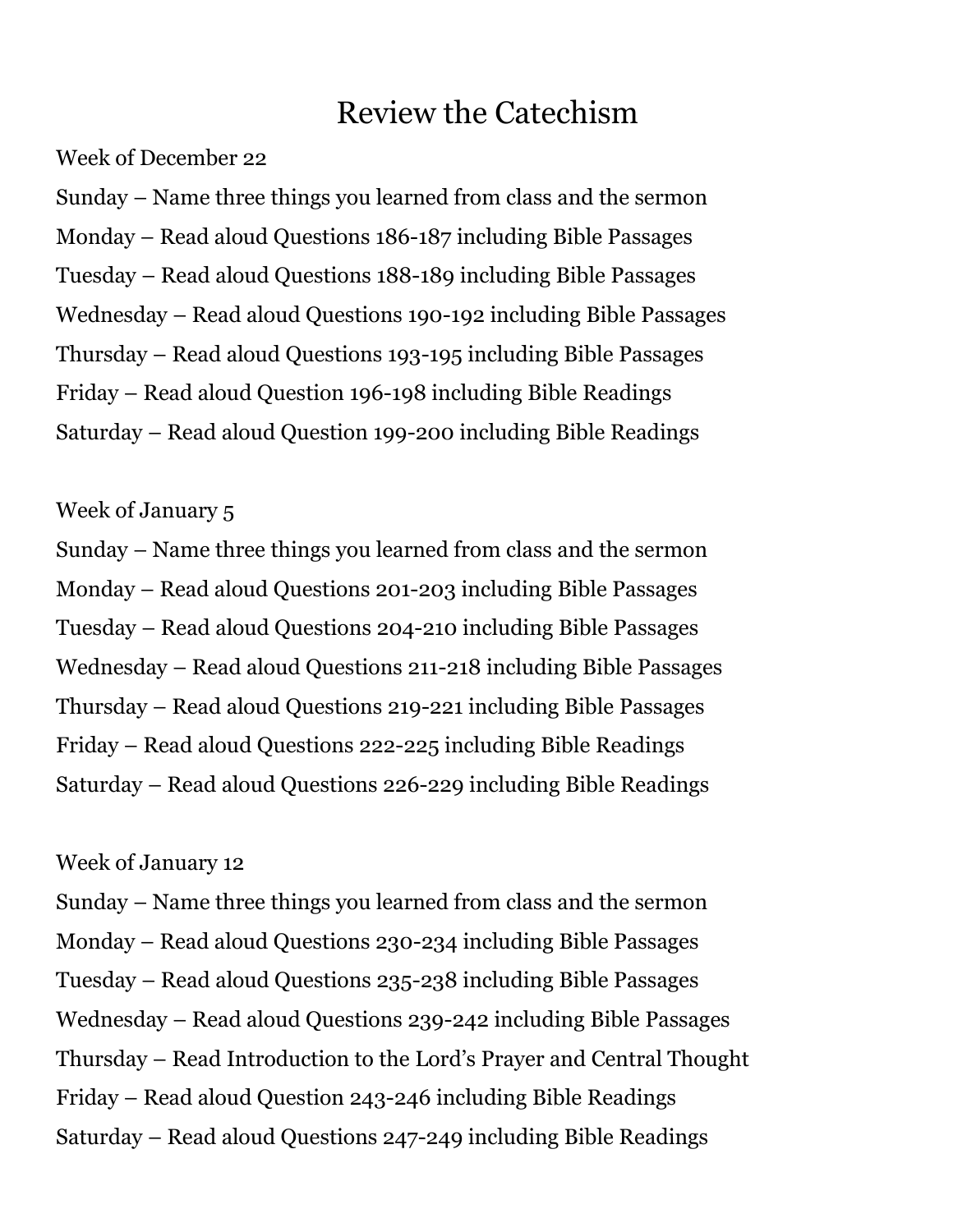# Review the Catechism

Week of December 22

Sunday – Name three things you learned from class and the sermon

Monday – Read aloud Questions 186-187 including Bible Passages

Tuesday – Read aloud Questions 188-189 including Bible Passages

Wednesday – Read aloud Questions 190-192 including Bible Passages

Thursday – Read aloud Questions 193-195 including Bible Passages

Friday – Read aloud Question 196-198 including Bible Readings

Saturday – Read aloud Question 199-200 including Bible Readings

Week of January 5

Sunday – Name three things you learned from class and the sermon

Monday – Read aloud Questions 201-203 including Bible Passages

Tuesday – Read aloud Questions 204-210 including Bible Passages

Wednesday – Read aloud Questions 211-218 including Bible Passages

Thursday – Read aloud Questions 219-221 including Bible Passages

Friday – Read aloud Questions 222-225 including Bible Readings

Saturday – Read aloud Questions 226-229 including Bible Readings

Week of January 12

Sunday – Name three things you learned from class and the sermon

Monday – Read aloud Questions 230-234 including Bible Passages

Tuesday – Read aloud Questions 235-238 including Bible Passages

Wednesday – Read aloud Questions 239-242 including Bible Passages

Thursday – Read Introduction to the Lord's Prayer and Central Thought

Friday – Read aloud Question 243-246 including Bible Readings

Saturday – Read aloud Questions 247-249 including Bible Readings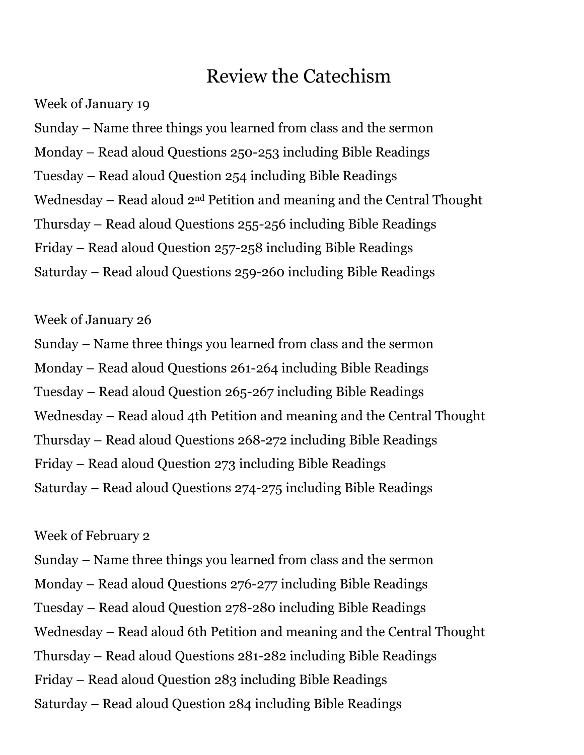# Review the Catechism

Week of January 19

Sunday – Name three things you learned from class and the sermon

Monday – Read aloud Questions 250-253 including Bible Readings

Tuesday – Read aloud Question 254 including Bible Readings

Wednesday – Read aloud 2nd Petition and meaning and the Central Thought

Thursday – Read aloud Questions 255-256 including Bible Readings

Friday – Read aloud Question 257-258 including Bible Readings

Saturday – Read aloud Questions 259-260 including Bible Readings

Week of January 26

Sunday – Name three things you learned from class and the sermon

Monday – Read aloud Questions 261-264 including Bible Readings

Tuesday – Read aloud Question 265-267 including Bible Readings

Wednesday – Read aloud 4th Petition and meaning and the Central Thought

Thursday – Read aloud Questions 268-272 including Bible Readings

Friday – Read aloud Question 273 including Bible Readings

Saturday – Read aloud Questions 274-275 including Bible Readings

Week of February 2

Sunday – Name three things you learned from class and the sermon

Monday – Read aloud Questions 276-277 including Bible Readings

Tuesday – Read aloud Question 278-280 including Bible Readings

Wednesday – Read aloud 6th Petition and meaning and the Central Thought

Thursday – Read aloud Questions 281-282 including Bible Readings

Friday – Read aloud Question 283 including Bible Readings

Saturday – Read aloud Question 284 including Bible Readings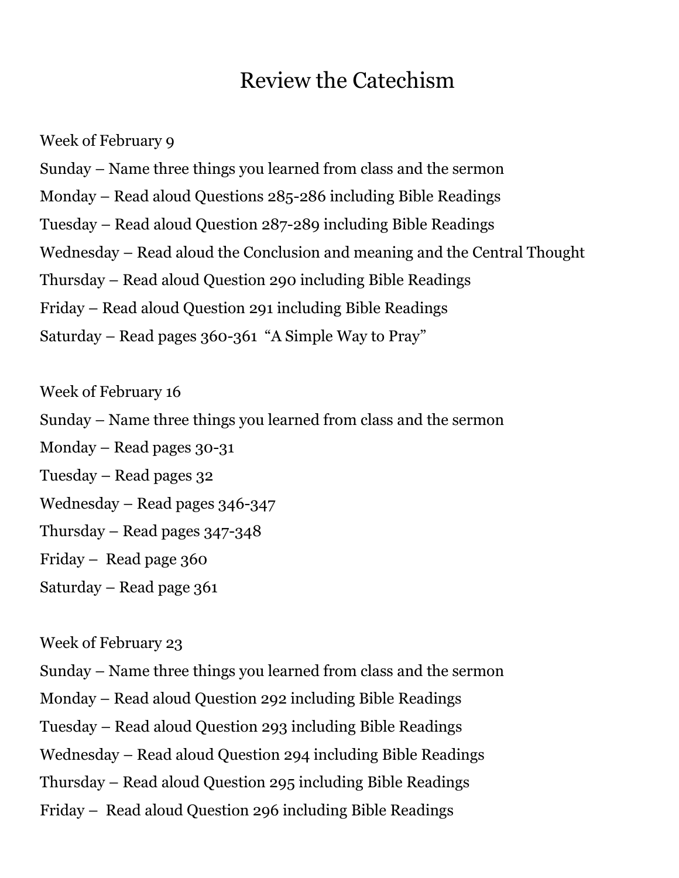# Review the Catechism

Week of February 9

Sunday – Name three things you learned from class and the sermon

Monday – Read aloud Questions 285-286 including Bible Readings

Tuesday – Read aloud Question 287-289 including Bible Readings

Wednesday – Read aloud the Conclusion and meaning and the Central Thought

Thursday – Read aloud Question 290 including Bible Readings

Friday – Read aloud Question 291 including Bible Readings

Saturday – Read pages 360-361 "A Simple Way to Pray"

Week of February 16

Sunday – Name three things you learned from class and the sermon

Monday – Read pages 30-31

Tuesday – Read pages 32

Wednesday – Read pages 346-347

Thursday – Read pages 347-348

Friday – Read page 360

Saturday – Read page 361

Week of February 23

Sunday – Name three things you learned from class and the sermon

Monday – Read aloud Question 292 including Bible Readings

Tuesday – Read aloud Question 293 including Bible Readings

Wednesday – Read aloud Question 294 including Bible Readings

Thursday – Read aloud Question 295 including Bible Readings

Friday – Read aloud Question 296 including Bible Readings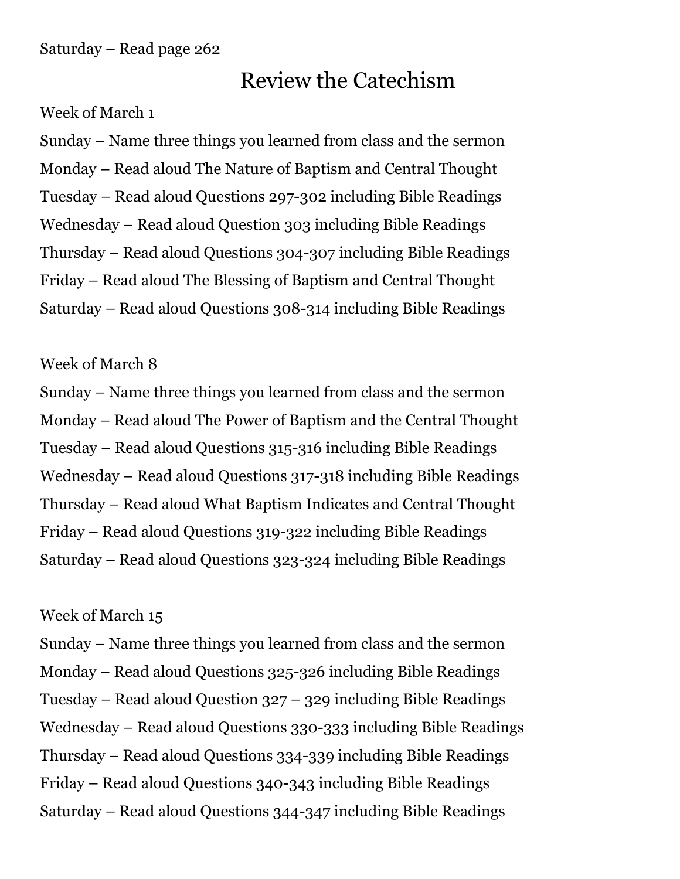Saturday – Read page 262

# Review the Catechism

Week of March 1

Sunday – Name three things you learned from class and the sermon

Monday – Read aloud The Nature of Baptism and Central Thought

Tuesday – Read aloud Questions 297-302 including Bible Readings

Wednesday – Read aloud Question 303 including Bible Readings

Thursday – Read aloud Questions 304-307 including Bible Readings

Friday – Read aloud The Blessing of Baptism and Central Thought

Saturday – Read aloud Questions 308-314 including Bible Readings

Week of March 8

Sunday – Name three things you learned from class and the sermon

Monday – Read aloud The Power of Baptism and the Central Thought

Tuesday – Read aloud Questions 315-316 including Bible Readings

Wednesday – Read aloud Questions 317-318 including Bible Readings

Thursday – Read aloud What Baptism Indicates and Central Thought

Friday – Read aloud Questions 319-322 including Bible Readings

Saturday – Read aloud Questions 323-324 including Bible Readings

Week of March 15

Sunday – Name three things you learned from class and the sermon

Monday – Read aloud Questions 325-326 including Bible Readings

Tuesday – Read aloud Question 327 – 329 including Bible Readings

Wednesday – Read aloud Questions 330-333 including Bible Readings

Thursday – Read aloud Questions 334-339 including Bible Readings

Friday – Read aloud Questions 340-343 including Bible Readings

Saturday – Read aloud Questions 344-347 including Bible Readings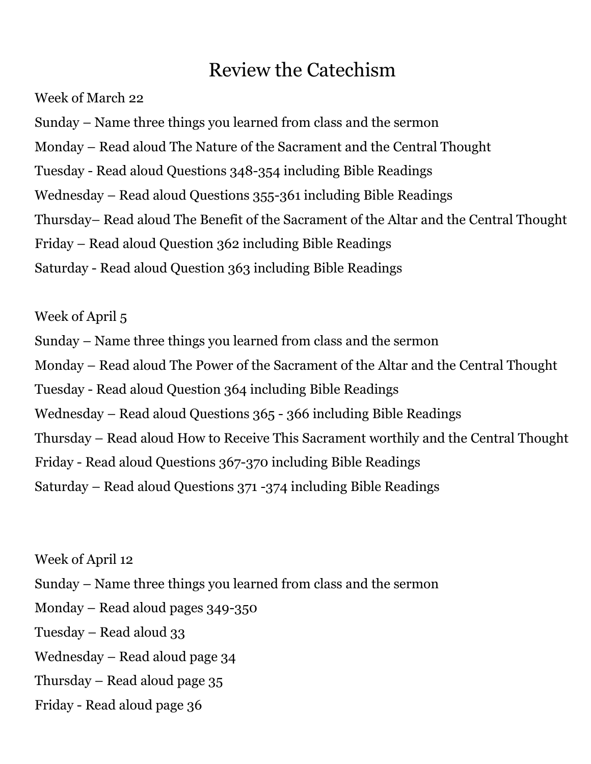# Review the Catechism

Week of March 22

Sunday – Name three things you learned from class and the sermon

Monday – Read aloud The Nature of the Sacrament and the Central Thought

Tuesday - Read aloud Questions 348-354 including Bible Readings

Wednesday – Read aloud Questions 355-361 including Bible Readings

Thursday– Read aloud The Benefit of the Sacrament of the Altar and the Central Thought

Friday – Read aloud Question 362 including Bible Readings

Saturday - Read aloud Question 363 including Bible Readings

Week of April 5

Sunday – Name three things you learned from class and the sermon

Monday – Read aloud The Power of the Sacrament of the Altar and the Central Thought

Tuesday - Read aloud Question 364 including Bible Readings

Wednesday – Read aloud Questions 365 - 366 including Bible Readings

Thursday – Read aloud How to Receive This Sacrament worthily and the Central Thought

Friday - Read aloud Questions 367-370 including Bible Readings

Saturday – Read aloud Questions 371 -374 including Bible Readings

Week of April 12

Sunday – Name three things you learned from class and the sermon

Monday – Read aloud pages 349-350

Tuesday – Read aloud 33

Wednesday – Read aloud page 34

Thursday – Read aloud page 35

Friday - Read aloud page 36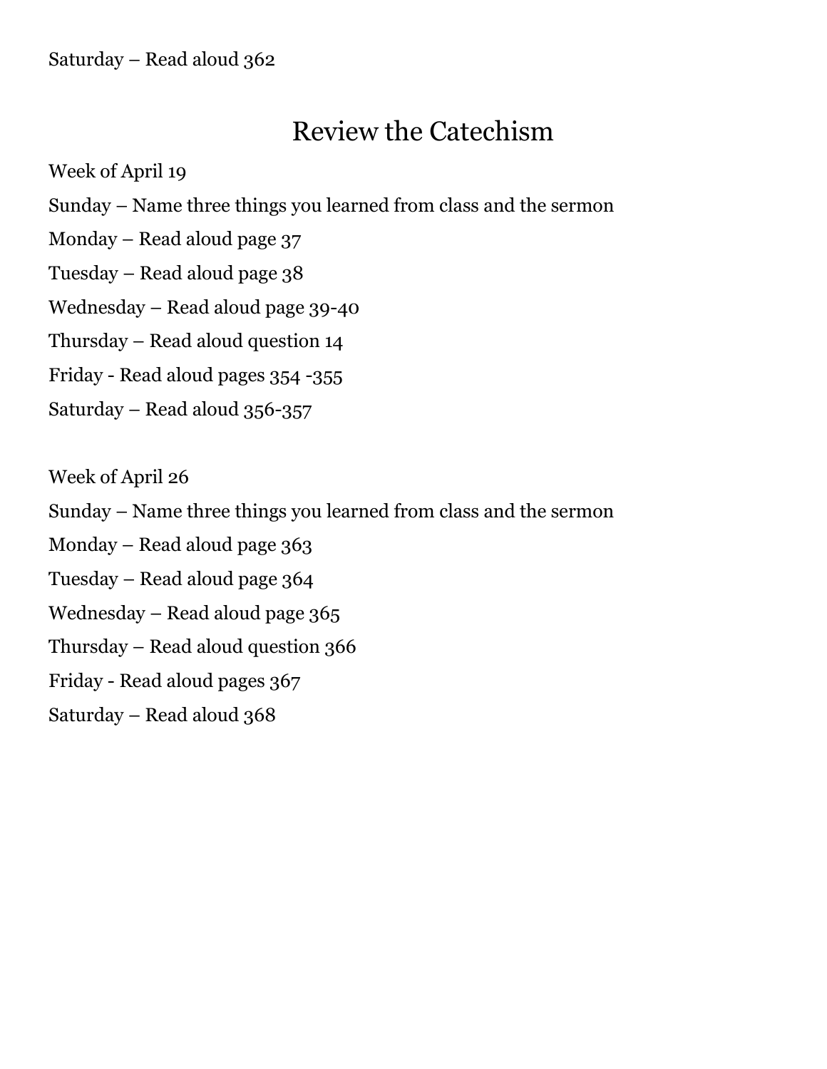Saturday – Read aloud 362

## Review the Catechism

Week of April 19

Sunday – Name three things you learned from class and the sermon

Monday – Read aloud page 37

Tuesday – Read aloud page 38

Wednesday – Read aloud page 39-40

Thursday – Read aloud question 14

Friday - Read aloud pages 354 -355

Saturday – Read aloud 356-357

Week of April 26

Sunday – Name three things you learned from class and the sermon

Monday – Read aloud page 363

Tuesday – Read aloud page 364

Wednesday – Read aloud page 365

Thursday – Read aloud question 366

Friday - Read aloud pages 367

Saturday – Read aloud 368